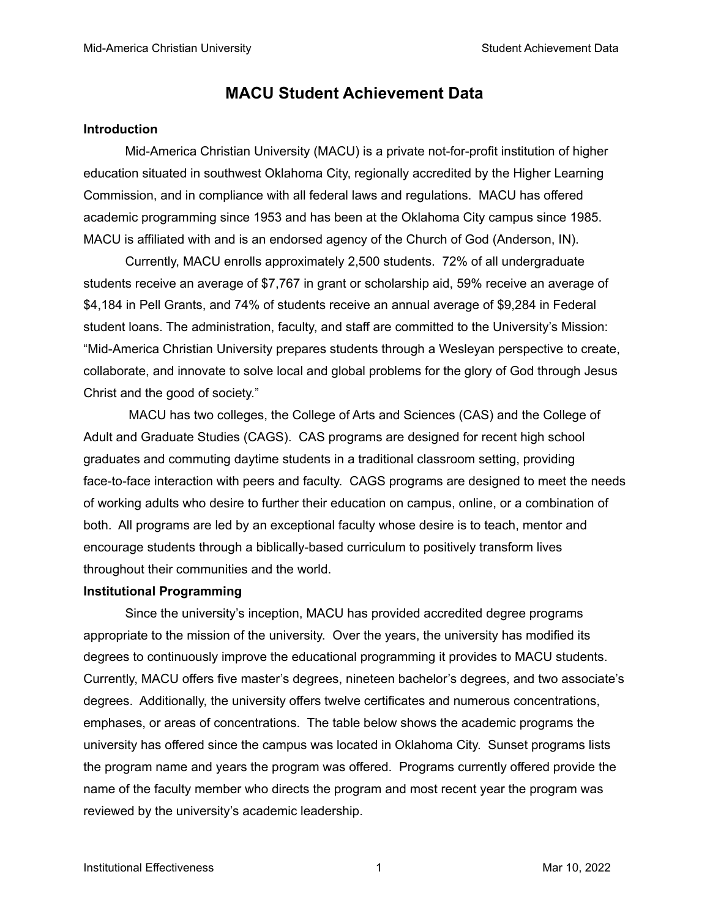# MACU Student Achievement Data

**Introduction**

Mid-America Christian University (MACU) is a private not-for-profit institution of higher education situated in southwest Oklahoma City, regionally accredited by the Higher Learning Commission, and in compliance with all federal laws and regulations. MACU has offered academic programming since 1953 and has been at the Oklahoma City campus since 1985. MACU is affiliated with and is an endorsed agency of the Church of God (Anderson, IN).

Currently, MACU enrolls approximately 2,500 students. 72% of all undergraduate students receive an average of $7,767 in grant or scholarship aid, 59% receive an average of $4,184 in Pell Grants, and 74% of students receive an annual average of $9,284 in Federal student loans. The administration, faculty, and staff are committed to the University's Mission: "Mid-America Christian University prepares students through a Wesleyan perspective to create, collaborate, and innovate to solve local and global problems for the glory of God through Jesus Christ and the good of society."

MACU has two colleges, the College of Arts and Sciences (CAS) and the College of Adult and Graduate Studies (CAGS). CAS programs are designed for recent high school graduates and commuting daytime students in a traditional classroom setting, providing face-to-face interaction with peers and faculty. CAGS programs are designed to meet the needs of working adults who desire to further their education on campus, online, or a combination of both. All programs are led by an exceptional faculty whose desire is to teach, mentor and encourage students through a biblically-based curriculum to positively transform lives throughout their communities and the world.

**Institutional Programming**

Since the university's inception, MACU has provided accredited degree programs appropriate to the mission of the university. Over the years, the university has modified its degrees to continuously improve the educational programming it provides to MACU students. Currently, MACU offers five master's degrees, nineteen bachelor's degrees, and two associate's degrees. Additionally, the university offers twelve certificates and numerous concentrations, emphases, or areas of concentrations. The table below shows the academic programs the university has offered since the campus was located in Oklahoma City. Sunset programs lists the program name and years the program was offered. Programs currently offered provide the name of the faculty member who directs the program and most recent year the program was reviewed by the university's academic leadership.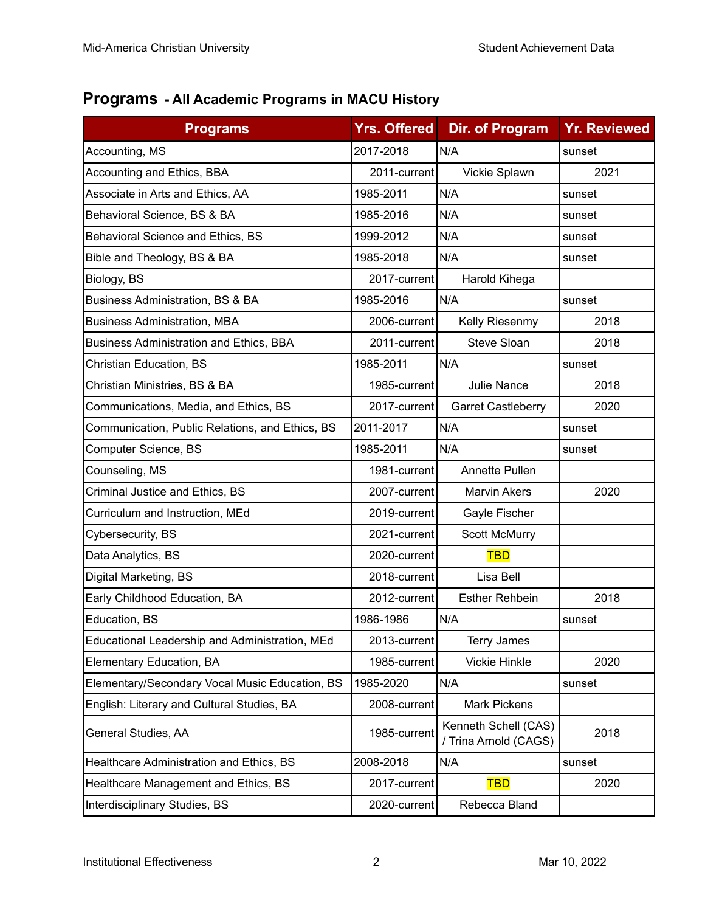## Programs - All Academic Programs in MACU History

| Programs | Yrs. Offered | Dir. of Program | Yr. Reviewed |
|---|---|---|---|
| Accounting, MS | 2017-2018 | N/A | sunset |
| Accounting and Ethics, BBA | 2011-current | Vickie Splawn | 2021 |
| Associate in Arts and Ethics, AA | 1985-2011 | N/A | sunset |
| Behavioral Science, BS & BA | 1985-2016 | N/A | sunset |
| Behavioral Science and Ethics, BS | 1999-2012 | N/A | sunset |
| Bible and Theology, BS & BA | 1985-2018 | N/A | sunset |
| Biology, BS | 2017-current | Harold Kihega | |
| Business Administration, BS & BA | 1985-2016 | N/A | sunset |
| Business Administration, MBA | 2006-current | Kelly Riesenmy | 2018 |
| Business Administration and Ethics, BBA | 2011-current | Steve Sloan | 2018 |
| Christian Education, BS | 1985-2011 | N/A | sunset |
| Christian Ministries, BS & BA | 1985-current | Julie Nance | 2018 |
| Communications, Media, and Ethics, BS | 2017-current | Garret Castleberry | 2020 |
| Communication, Public Relations, and Ethics, BS | 2011-2017 | N/A | sunset |
| Computer Science, BS | 1985-2011 | N/A | sunset |
| Counseling, MS | 1981-current | Annette Pullen | |
| Criminal Justice and Ethics, BS | 2007-current | Marvin Akers | 2020 |
| Curriculum and Instruction, MEd | 2019-current | Gayle Fischer | |
| Cybersecurity, BS | 2021-current | Scott McMurry | |
| Data Analytics, BS | 2020-current | TBD | |
| Digital Marketing, BS | 2018-current | Lisa Bell | |
| Early Childhood Education, BA | 2012-current | Esther Rehbein | 2018 |
| Education, BS | 1986-1986 | N/A | sunset |
| Educational Leadership and Administration, MEd | 2013-current | Terry James | |
| Elementary Education, BA | 1985-current | Vickie Hinkle | 2020 |
| Elementary/Secondary Vocal Music Education, BS | 1985-2020 | N/A | sunset |
| English: Literary and Cultural Studies, BA | 2008-current | Mark Pickens | |
| General Studies, AA | 1985-current | Kenneth Schell (CAS) / Trina Arnold (CAGS) | 2018 |
| Healthcare Administration and Ethics, BS | 2008-2018 | N/A | sunset |
| Healthcare Management and Ethics, BS | 2017-current | TBD | 2020 |
| Interdisciplinary Studies, BS | 2020-current | Rebecca Bland | |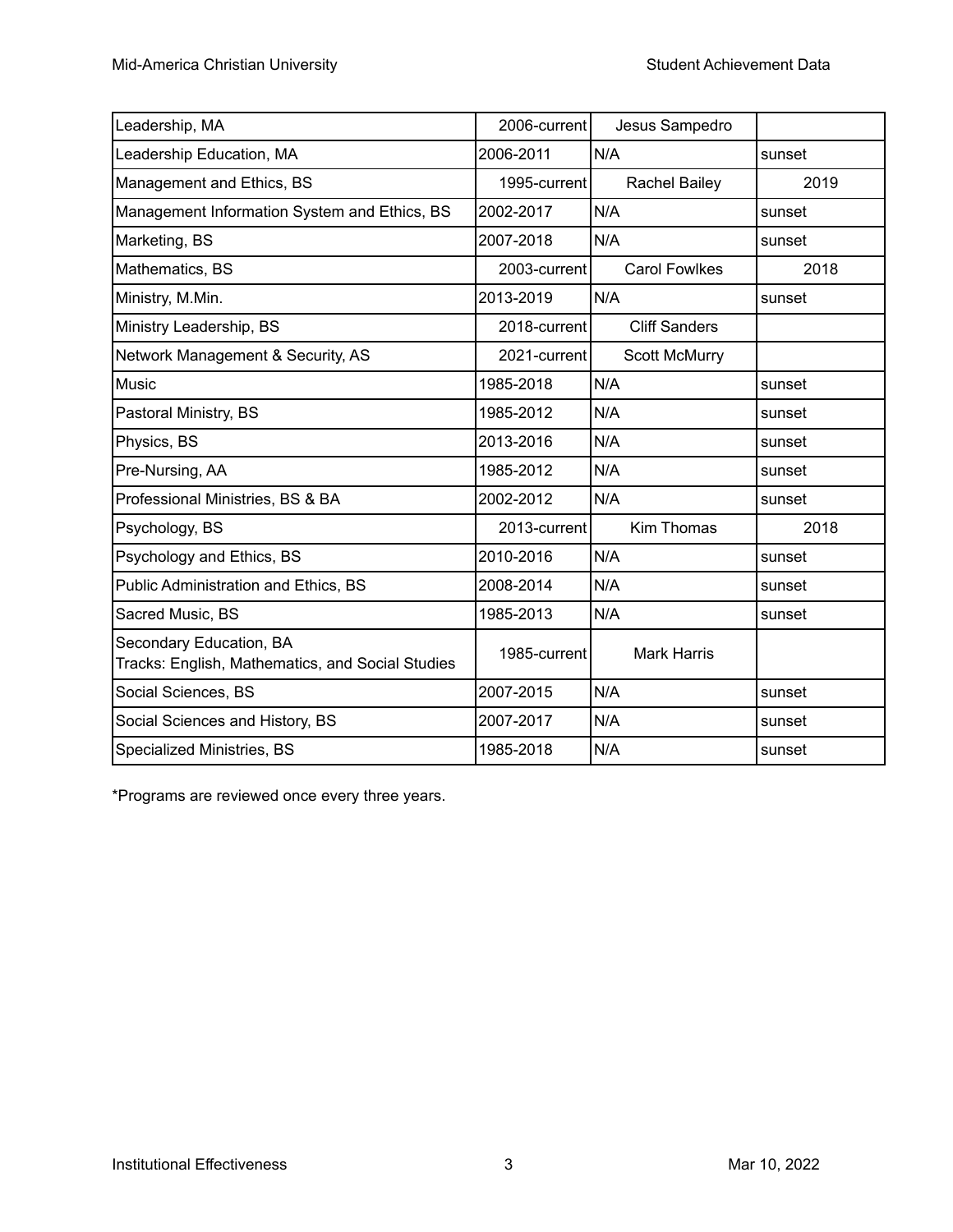| Leadership, MA | 2006-current | Jesus Sampedro | |
|---|---|---|---|
| Leadership Education, MA | 2006-2011 | N/A | sunset |
| Management and Ethics, BS | 1995-current | Rachel Bailey | 2019 |
| Management Information System and Ethics, BS | 2002-2017 | N/A | sunset |
| Marketing, BS | 2007-2018 | N/A | sunset |
| Mathematics, BS | 2003-current | Carol Fowlkes | 2018 |
| Ministry, M.Min. | 2013-2019 | N/A | sunset |
| Ministry Leadership, BS | 2018-current | Cliff Sanders | |
| Network Management & Security, AS | 2021-current | Scott McMurry | |
| Music | 1985-2018 | N/A | sunset |
| Pastoral Ministry, BS | 1985-2012 | N/A | sunset |
| Physics, BS | 2013-2016 | N/A | sunset |
| Pre-Nursing, AA | 1985-2012 | N/A | sunset |
| Professional Ministries, BS & BA | 2002-2012 | N/A | sunset |
| Psychology, BS | 2013-current | Kim Thomas | 2018 |
| Psychology and Ethics, BS | 2010-2016 | N/A | sunset |
| Public Administration and Ethics, BS | 2008-2014 | N/A | sunset |
| Sacred Music, BS | 1985-2013 | N/A | sunset |
| Secondary Education, BA<br>Tracks: English, Mathematics, and Social Studies | 1985-current | Mark Harris | |
| Social Sciences, BS | 2007-2015 | N/A | sunset |
| Social Sciences and History, BS | 2007-2017 | N/A | sunset |
| Specialized Ministries, BS | 1985-2018 | N/A | sunset |

*Programs are reviewed once every three years.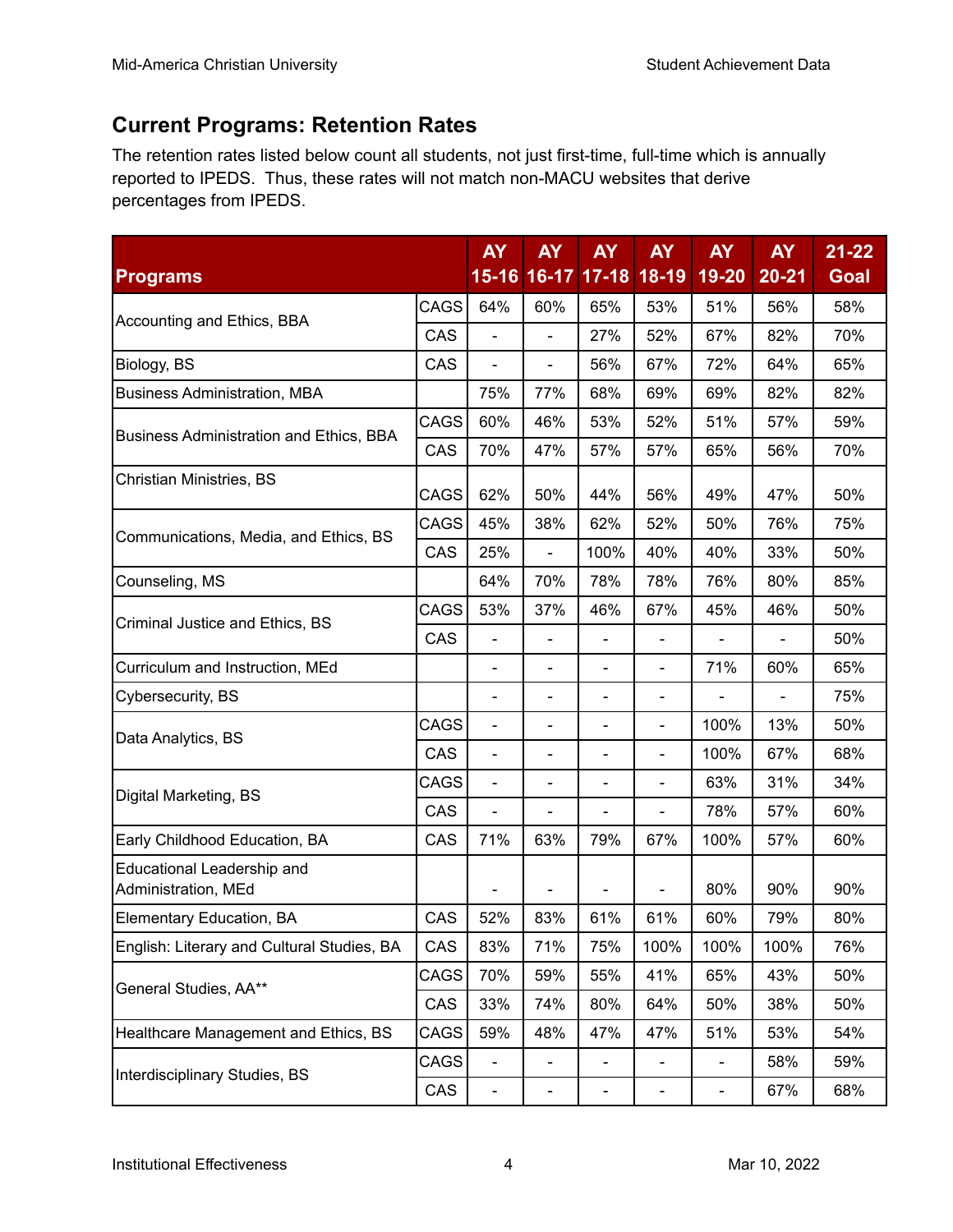## Current Programs: Retention Rates

The retention rates listed below count all students, not just first-time, full-time which is annually reported to IPEDS. Thus, these rates will not match non-MACU websites that derive percentages from IPEDS.

| Programs | | AY 15-16 | AY 16-17 | AY 17-18 | AY 18-19 | AY 19-20 | AY 20-21 | 21-22 Goal |
|---|---|---|---|---|---|---|---|---|
| Accounting and Ethics, BBA | CAGS | 64% | 60% | 65% | 53% | 51% | 56% | 58% |
| | CAS | - | - | 27% | 52% | 67% | 82% | 70% |
| Biology, BS | CAS | - | - | 56% | 67% | 72% | 64% | 65% |
| Business Administration, MBA | | 75% | 77% | 68% | 69% | 69% | 82% | 82% |
| Business Administration and Ethics, BBA | CAGS | 60% | 46% | 53% | 52% | 51% | 57% | 59% |
| | CAS | 70% | 47% | 57% | 57% | 65% | 56% | 70% |
| Christian Ministries, BS | CAGS | 62% | 50% | 44% | 56% | 49% | 47% | 50% |
| Communications, Media, and Ethics, BS | CAGS | 45% | 38% | 62% | 52% | 50% | 76% | 75% |
| | CAS | 25% | - | 100% | 40% | 40% | 33% | 50% |
| Counseling, MS | | 64% | 70% | 78% | 78% | 76% | 80% | 85% |
| Criminal Justice and Ethics, BS | CAGS | 53% | 37% | 46% | 67% | 45% | 46% | 50% |
| | CAS | - | - | - | - | - | - | 50% |
| Curriculum and Instruction, MEd | | - | - | - | - | 71% | 60% | 65% |
| Cybersecurity, BS | | - | - | - | - | - | - | 75% |
| Data Analytics, BS | CAGS | - | - | - | - | 100% | 13% | 50% |
| | CAS | - | - | - | - | 100% | 67% | 68% |
| Digital Marketing, BS | CAGS | - | - | - | - | 63% | 31% | 34% |
| | CAS | - | - | - | - | 78% | 57% | 60% |
| Early Childhood Education, BA | CAS | 71% | 63% | 79% | 67% | 100% | 57% | 60% |
| Educational Leadership and Administration, MEd | | - | - | - | - | 80% | 90% | 90% |
| Elementary Education, BA | CAS | 52% | 83% | 61% | 61% | 60% | 79% | 80% |
| English: Literary and Cultural Studies, BA | CAS | 83% | 71% | 75% | 100% | 100% | 100% | 76% |
| General Studies, AA** | CAGS | 70% | 59% | 55% | 41% | 65% | 43% | 50% |
| | CAS | 33% | 74% | 80% | 64% | 50% | 38% | 50% |
| Healthcare Management and Ethics, BS | CAGS | 59% | 48% | 47% | 47% | 51% | 53% | 54% |
| Interdisciplinary Studies, BS | CAGS | - | - | - | - | - | 58% | 59% |
| | CAS | - | - | - | - | - | 67% | 68% |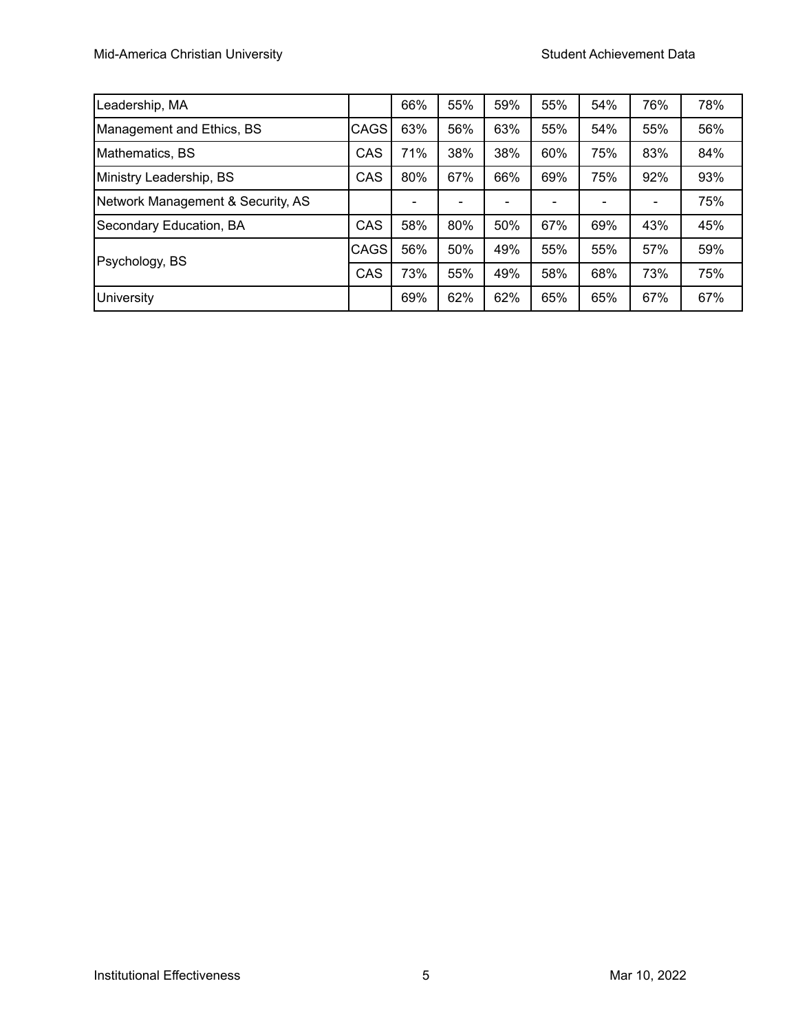| Leadership, MA | | 66% | 55% | 59% | 55% | 54% | 76% | 78% |
|---|---|---|---|---|---|---|---|---|
| Management and Ethics, BS | CAGS | 63% | 56% | 63% | 55% | 54% | 55% | 56% |
| Mathematics, BS | CAS | 71% | 38% | 38% | 60% | 75% | 83% | 84% |
| Ministry Leadership, BS | CAS | 80% | 67% | 66% | 69% | 75% | 92% | 93% |
| Network Management & Security, AS | | - | - | - | - | - | - | 75% |
| Secondary Education, BA | CAS | 58% | 80% | 50% | 67% | 69% | 43% | 45% |
| Psychology, BS | CAGS | 56% | 50% | 49% | 55% | 55% | 57% | 59% |
| | CAS | 73% | 55% | 49% | 58% | 68% | 73% | 75% |
| University | | 69% | 62% | 62% | 65% | 65% | 67% | 67% |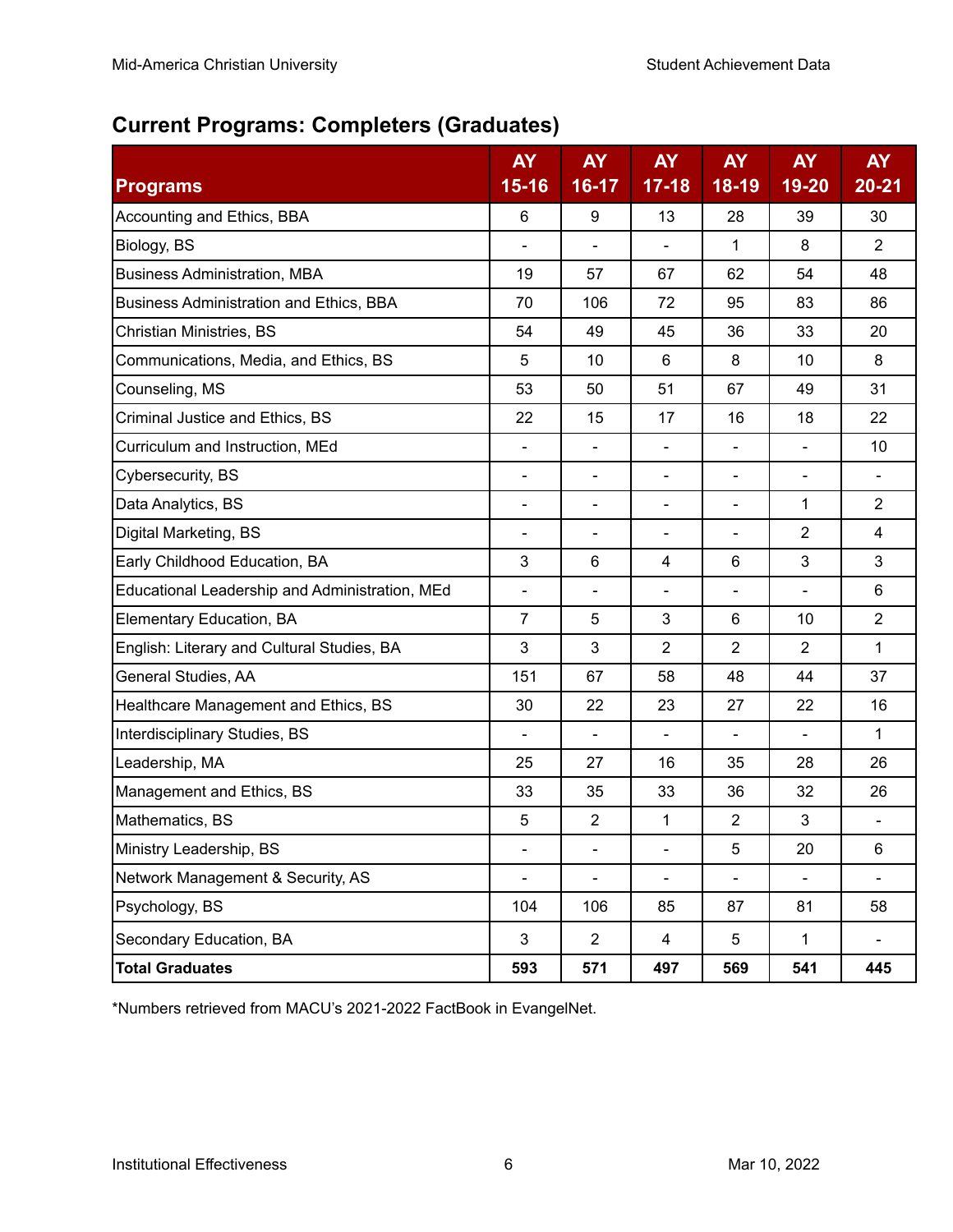## Current Programs: Completers (Graduates)

| Programs | AY 15-16 | AY 16-17 | AY 17-18 | AY 18-19 | AY 19-20 | AY 20-21 |
|---|---|---|---|---|---|---|
| Accounting and Ethics, BBA | 6 | 9 | 13 | 28 | 39 | 30 |
| Biology, BS | - | - | - | 1 | 8 | 2 |
| Business Administration, MBA | 19 | 57 | 67 | 62 | 54 | 48 |
| Business Administration and Ethics, BBA | 70 | 106 | 72 | 95 | 83 | 86 |
| Christian Ministries, BS | 54 | 49 | 45 | 36 | 33 | 20 |
| Communications, Media, and Ethics, BS | 5 | 10 | 6 | 8 | 10 | 8 |
| Counseling, MS | 53 | 50 | 51 | 67 | 49 | 31 |
| Criminal Justice and Ethics, BS | 22 | 15 | 17 | 16 | 18 | 22 |
| Curriculum and Instruction, MEd | - | - | - | - | - | 10 |
| Cybersecurity, BS | - | - | - | - | - | - |
| Data Analytics, BS | - | - | - | - | 1 | 2 |
| Digital Marketing, BS | - | - | - | - | 2 | 4 |
| Early Childhood Education, BA | 3 | 6 | 4 | 6 | 3 | 3 |
| Educational Leadership and Administration, MEd | - | - | - | - | - | 6 |
| Elementary Education, BA | 7 | 5 | 3 | 6 | 10 | 2 |
| English: Literary and Cultural Studies, BA | 3 | 3 | 2 | 2 | 2 | 1 |
| General Studies, AA | 151 | 67 | 58 | 48 | 44 | 37 |
| Healthcare Management and Ethics, BS | 30 | 22 | 23 | 27 | 22 | 16 |
| Interdisciplinary Studies, BS | - | - | - | - | - | 1 |
| Leadership, MA | 25 | 27 | 16 | 35 | 28 | 26 |
| Management and Ethics, BS | 33 | 35 | 33 | 36 | 32 | 26 |
| Mathematics, BS | 5 | 2 | 1 | 2 | 3 | - |
| Ministry Leadership, BS | - | - | - | 5 | 20 | 6 |
| Network Management & Security, AS | - | - | - | - | - | - |
| Psychology, BS | 104 | 106 | 85 | 87 | 81 | 58 |
| Secondary Education, BA | 3 | 2 | 4 | 5 | 1 | - |
| **Total Graduates** | **593** | **571** | **497** | **569** | **541** | **445** |

*Numbers retrieved from MACU's 2021-2022 FactBook in EvangelNet.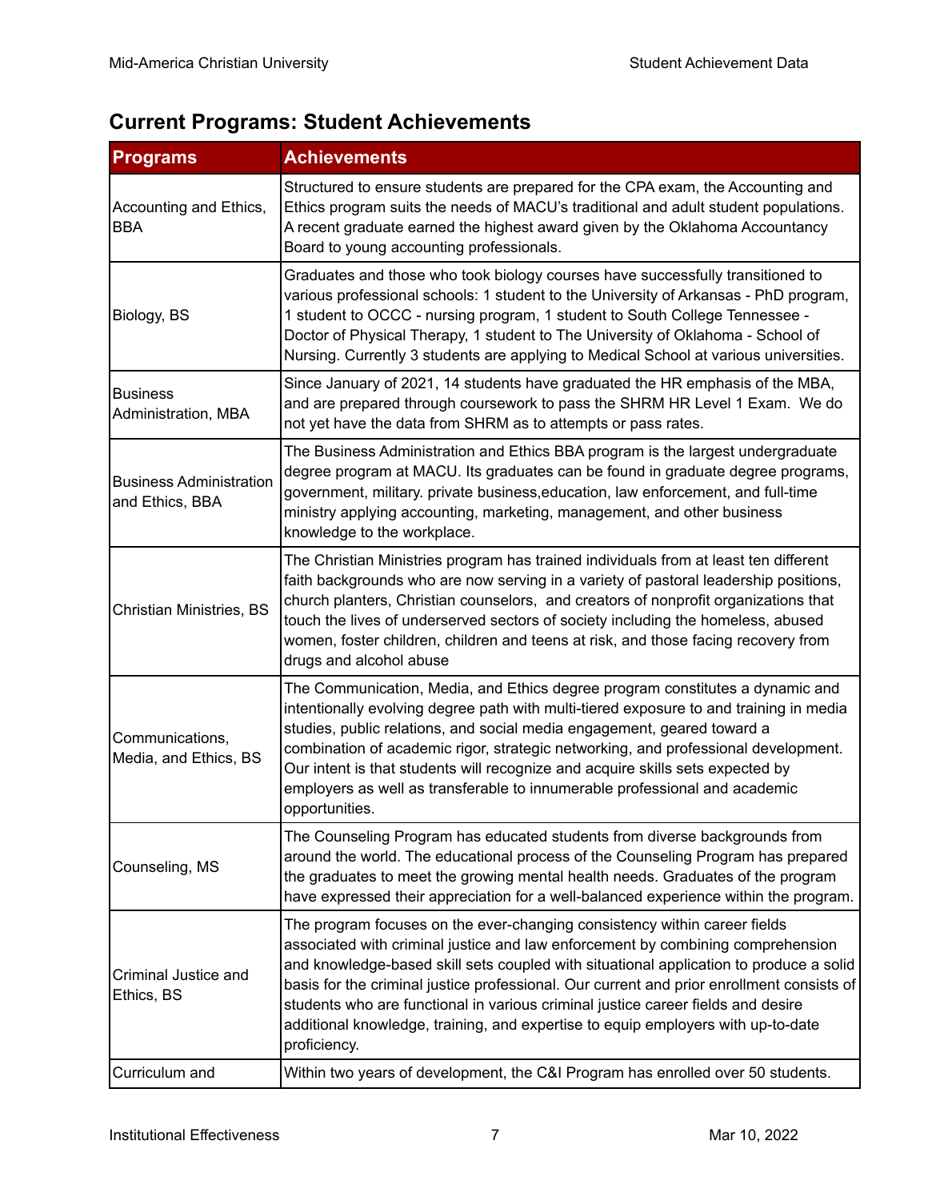## Current Programs: Student Achievements

| Programs | Achievements |
|---|---|
| Accounting and Ethics, BBA | Structured to ensure students are prepared for the CPA exam, the Accounting and Ethics program suits the needs of MACU's traditional and adult student populations. A recent graduate earned the highest award given by the Oklahoma Accountancy Board to young accounting professionals. |
| Biology, BS | Graduates and those who took biology courses have successfully transitioned to various professional schools: 1 student to the University of Arkansas - PhD program, 1 student to OCCC - nursing program, 1 student to South College Tennessee - Doctor of Physical Therapy, 1 student to The University of Oklahoma - School of Nursing. Currently 3 students are applying to Medical School at various universities. |
| Business Administration, MBA | Since January of 2021, 14 students have graduated the HR emphasis of the MBA, and are prepared through coursework to pass the SHRM HR Level 1 Exam. We do not yet have the data from SHRM as to attempts or pass rates. |
| Business Administration and Ethics, BBA | The Business Administration and Ethics BBA program is the largest undergraduate degree program at MACU. Its graduates can be found in graduate degree programs, government, military. private business,education, law enforcement, and full-time ministry applying accounting, marketing, management, and other business knowledge to the workplace. |
| Christian Ministries, BS | The Christian Ministries program has trained individuals from at least ten different faith backgrounds who are now serving in a variety of pastoral leadership positions, church planters, Christian counselors, and creators of nonprofit organizations that touch the lives of underserved sectors of society including the homeless, abused women, foster children, children and teens at risk, and those facing recovery from drugs and alcohol abuse |
| Communications, Media, and Ethics, BS | The Communication, Media, and Ethics degree program constitutes a dynamic and intentionally evolving degree path with multi-tiered exposure to and training in media studies, public relations, and social media engagement, geared toward a combination of academic rigor, strategic networking, and professional development. Our intent is that students will recognize and acquire skills sets expected by employers as well as transferable to innumerable professional and academic opportunities. |
| Counseling, MS | The Counseling Program has educated students from diverse backgrounds from around the world. The educational process of the Counseling Program has prepared the graduates to meet the growing mental health needs. Graduates of the program have expressed their appreciation for a well-balanced experience within the program. |
| Criminal Justice and Ethics, BS | The program focuses on the ever-changing consistency within career fields associated with criminal justice and law enforcement by combining comprehension and knowledge-based skill sets coupled with situational application to produce a solid basis for the criminal justice professional. Our current and prior enrollment consists of students who are functional in various criminal justice career fields and desire additional knowledge, training, and expertise to equip employers with up-to-date proficiency. |
| Curriculum and | Within two years of development, the C&I Program has enrolled over 50 students. |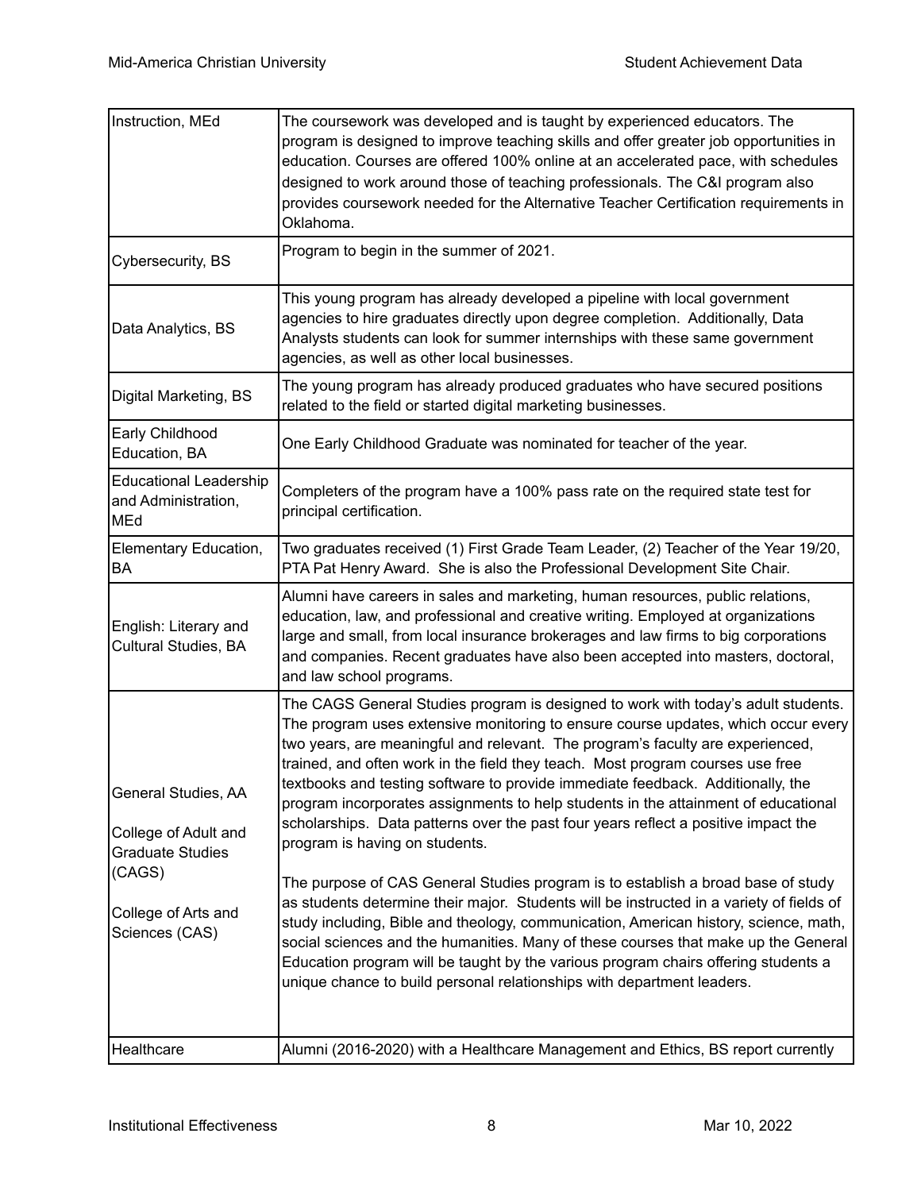| | |
|---|---|
| Instruction, MEd | The coursework was developed and is taught by experienced educators. The program is designed to improve teaching skills and offer greater job opportunities in education. Courses are offered 100% online at an accelerated pace, with schedules designed to work around those of teaching professionals. The C&I program also provides coursework needed for the Alternative Teacher Certification requirements in Oklahoma. |
| Cybersecurity, BS | Program to begin in the summer of 2021. |
| Data Analytics, BS | This young program has already developed a pipeline with local government agencies to hire graduates directly upon degree completion. Additionally, Data Analysts students can look for summer internships with these same government agencies, as well as other local businesses. |
| Digital Marketing, BS | The young program has already produced graduates who have secured positions related to the field or started digital marketing businesses. |
| Early Childhood Education, BA | One Early Childhood Graduate was nominated for teacher of the year. |
| Educational Leadership and Administration, MEd | Completers of the program have a 100% pass rate on the required state test for principal certification. |
| Elementary Education, BA | Two graduates received (1) First Grade Team Leader, (2) Teacher of the Year 19/20, PTA Pat Henry Award. She is also the Professional Development Site Chair. |
| English: Literary and Cultural Studies, BA | Alumni have careers in sales and marketing, human resources, public relations, education, law, and professional and creative writing. Employed at organizations large and small, from local insurance brokerages and law firms to big corporations and companies. Recent graduates have also been accepted into masters, doctoral, and law school programs. |
| General Studies, AA<br><br>College of Adult and Graduate Studies (CAGS)<br><br>College of Arts and Sciences (CAS) | The CAGS General Studies program is designed to work with today's adult students. The program uses extensive monitoring to ensure course updates, which occur every two years, are meaningful and relevant. The program's faculty are experienced, trained, and often work in the field they teach. Most program courses use free textbooks and testing software to provide immediate feedback. Additionally, the program incorporates assignments to help students in the attainment of educational scholarships. Data patterns over the past four years reflect a positive impact the program is having on students.<br><br>The purpose of CAS General Studies program is to establish a broad base of study as students determine their major. Students will be instructed in a variety of fields of study including, Bible and theology, communication, American history, science, math, social sciences and the humanities. Many of these courses that make up the General Education program will be taught by the various program chairs offering students a unique chance to build personal relationships with department leaders. |
| Healthcare | Alumni (2016-2020) with a Healthcare Management and Ethics, BS report currently |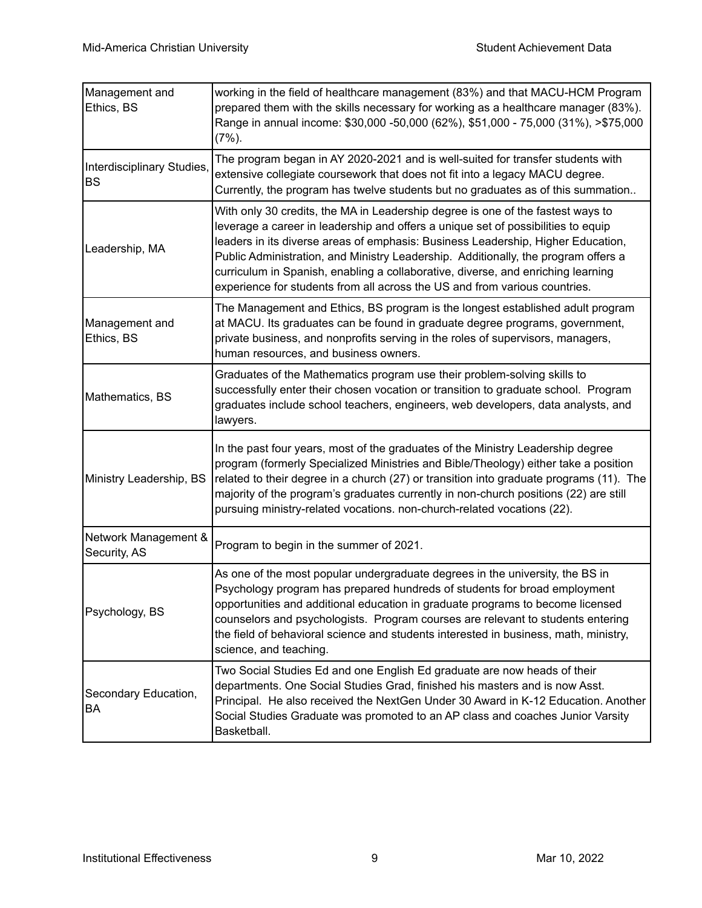| Management and Ethics, BS | working in the field of healthcare management (83%) and that MACU-HCM Program prepared them with the skills necessary for working as a healthcare manager (83%). Range in annual income: $30,000 -50,000 (62%), $51,000 - 75,000 (31%), >$75,000 (7%). |
|---|---|
| Interdisciplinary Studies, BS | The program began in AY 2020-2021 and is well-suited for transfer students with extensive collegiate coursework that does not fit into a legacy MACU degree. Currently, the program has twelve students but no graduates as of this summation.. |
| Leadership, MA | With only 30 credits, the MA in Leadership degree is one of the fastest ways to leverage a career in leadership and offers a unique set of possibilities to equip leaders in its diverse areas of emphasis: Business Leadership, Higher Education, Public Administration, and Ministry Leadership. Additionally, the program offers a curriculum in Spanish, enabling a collaborative, diverse, and enriching learning experience for students from all across the US and from various countries. |
| Management and Ethics, BS | The Management and Ethics, BS program is the longest established adult program at MACU. Its graduates can be found in graduate degree programs, government, private business, and nonprofits serving in the roles of supervisors, managers, human resources, and business owners. |
| Mathematics, BS | Graduates of the Mathematics program use their problem-solving skills to successfully enter their chosen vocation or transition to graduate school. Program graduates include school teachers, engineers, web developers, data analysts, and lawyers. |
| Ministry Leadership, BS | In the past four years, most of the graduates of the Ministry Leadership degree program (formerly Specialized Ministries and Bible/Theology) either take a position related to their degree in a church (27) or transition into graduate programs (11). The majority of the program's graduates currently in non-church positions (22) are still pursuing ministry-related vocations. non-church-related vocations (22). |
| Network Management & Security, AS | Program to begin in the summer of 2021. |
| Psychology, BS | As one of the most popular undergraduate degrees in the university, the BS in Psychology program has prepared hundreds of students for broad employment opportunities and additional education in graduate programs to become licensed counselors and psychologists. Program courses are relevant to students entering the field of behavioral science and students interested in business, math, ministry, science, and teaching. |
| Secondary Education, BA | Two Social Studies Ed and one English Ed graduate are now heads of their departments. One Social Studies Grad, finished his masters and is now Asst. Principal. He also received the NextGen Under 30 Award in K-12 Education. Another Social Studies Graduate was promoted to an AP class and coaches Junior Varsity Basketball. |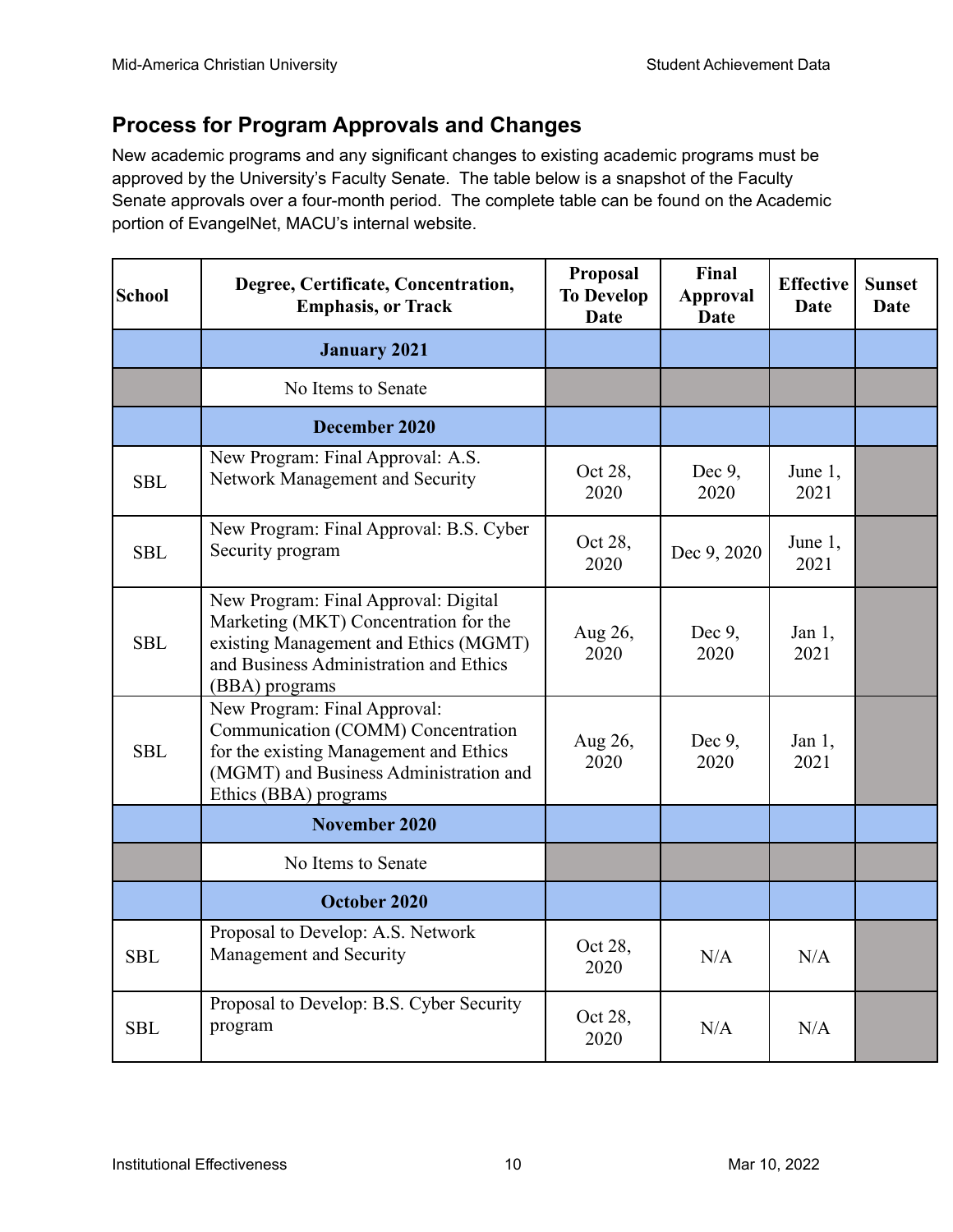## Process for Program Approvals and Changes

New academic programs and any significant changes to existing academic programs must be approved by the University's Faculty Senate. The table below is a snapshot of the Faculty Senate approvals over a four-month period. The complete table can be found on the Academic portion of EvangelNet, MACU's internal website.

| School | Degree, Certificate, Concentration, Emphasis, or Track | Proposal To Develop Date | Final Approval Date | Effective Date | Sunset Date |
|---|---|---|---|---|---|
| | **January 2021** | | | | |
| | No Items to Senate | | | | |
| | **December 2020** | | | | |
| SBL | New Program: Final Approval: A.S. Network Management and Security | Oct 28, 2020 | Dec 9, 2020 | June 1, 2021 | |
| SBL | New Program: Final Approval: B.S. Cyber Security program | Oct 28, 2020 | Dec 9, 2020 | June 1, 2021 | |
| SBL | New Program: Final Approval: Digital Marketing (MKT) Concentration for the existing Management and Ethics (MGMT) and Business Administration and Ethics (BBA) programs | Aug 26, 2020 | Dec 9, 2020 | Jan 1, 2021 | |
| SBL | New Program: Final Approval: Communication (COMM) Concentration for the existing Management and Ethics (MGMT) and Business Administration and Ethics (BBA) programs | Aug 26, 2020 | Dec 9, 2020 | Jan 1, 2021 | |
| | **November 2020** | | | | |
| | No Items to Senate | | | | |
| | **October 2020** | | | | |
| SBL | Proposal to Develop: A.S. Network Management and Security | Oct 28, 2020 | N/A | N/A | |
| SBL | Proposal to Develop: B.S. Cyber Security program | Oct 28, 2020 | N/A | N/A | |